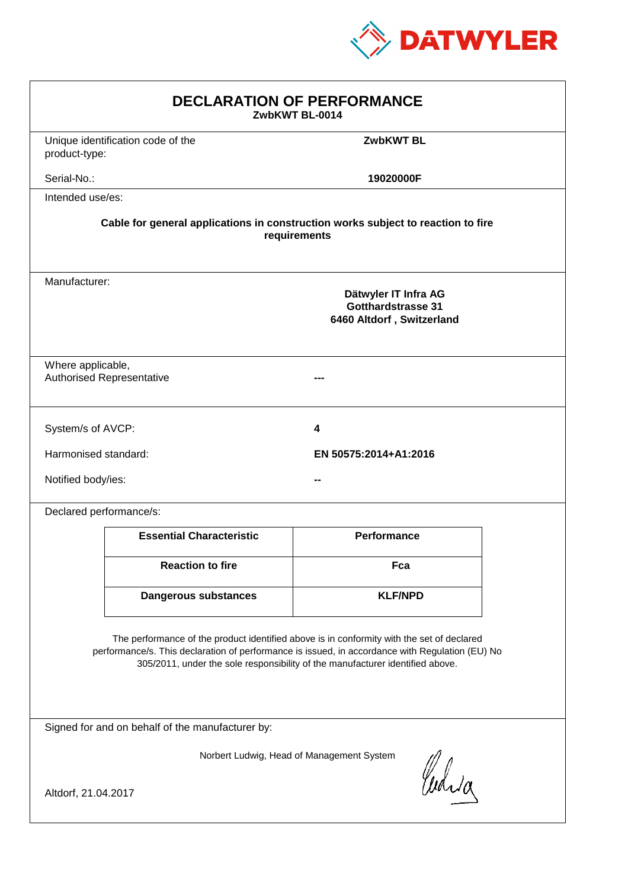DATWYLER

# DECLARATION OF PERFORMANCE

**ZwbKWT BL-0014**

| | |
|---|---|
| Unique identification code of the product-type: | **ZwbKWT BL** |
| Serial-No.: | **19020000F** |

Intended use/es:

**Cable for general applications in construction works subject to reaction to fire requirements**

Manufacturer:

**Dätwyler IT Infra AG**
**Gotthardstrasse 31**
**6460 Altdorf , Switzerland**

| | |
|---|---|
| Where applicable, Authorised Representative | --- |

| | |
|---|---|
| System/s of AVCP: | **4** |
| Harmonised standard: | **EN 50575:2014+A1:2016** |
| Notified body/ies: | **--** |

Declared performance/s:

| Essential Characteristic | Performance |
|---|---|
| **Reaction to fire** | **Fca** |
| **Dangerous substances** | **KLF/NPD** |

The performance of the product identified above is in conformity with the set of declared performance/s. This declaration of performance is issued, in accordance with Regulation (EU) No 305/2011, under the sole responsibility of the manufacturer identified above.

Signed for and on behalf of the manufacturer by:

Norbert Ludwig, Head of Management System

Altdorf, 21.04.2017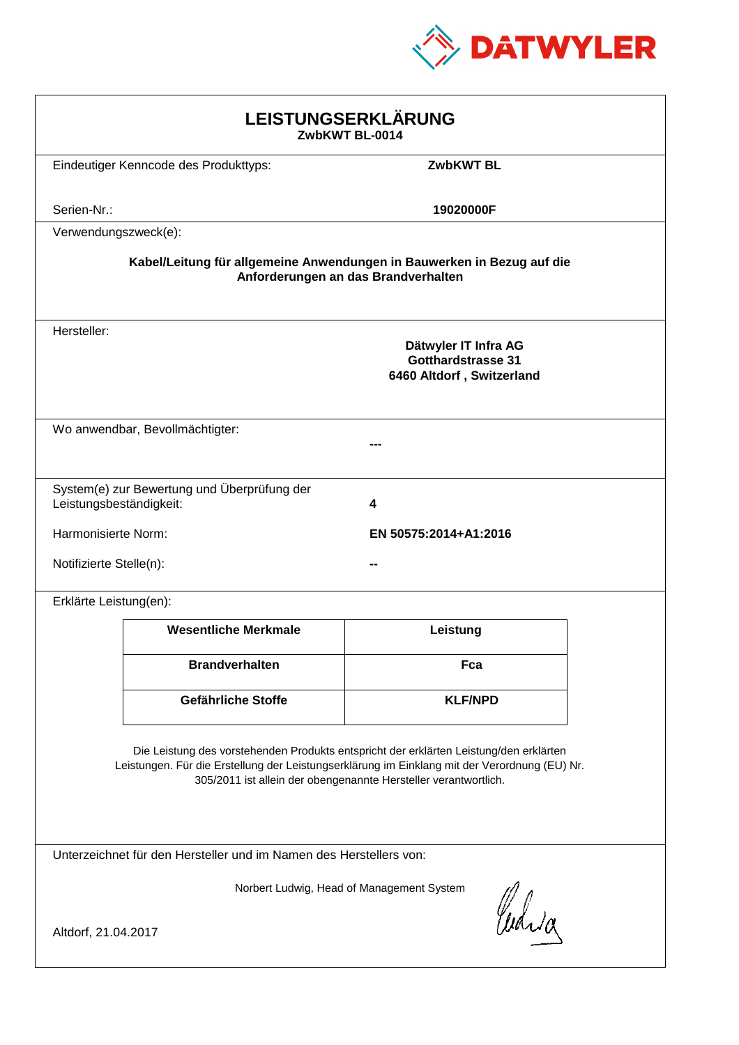DATWYLER

# LEISTUNGSERKLÄRUNG

**ZwbKWT BL-0014**

Eindeutiger Kenncode des Produkttyps: **ZwbKWT BL**

Serien-Nr.: **19020000F**

Verwendungszweck(e):

**Kabel/Leitung für allgemeine Anwendungen in Bauwerken in Bezug auf die Anforderungen an das Brandverhalten**

Hersteller:

**Dätwyler IT Infra AG**
**Gotthardstrasse 31**
**6460 Altdorf , Switzerland**

Wo anwendbar, Bevollmächtigter: **---**

System(e) zur Bewertung und Überprüfung der Leistungsbeständigkeit: **4**

Harmonisierte Norm: **EN 50575:2014+A1:2016**

Notifizierte Stelle(n): **--**

Erklärte Leistung(en):

| Wesentliche Merkmale | Leistung |
|---|---|
| **Brandverhalten** | **Fca** |
| **Gefährliche Stoffe** | **KLF/NPD** |

Die Leistung des vorstehenden Produkts entspricht der erklärten Leistung/den erklärten Leistungen. Für die Erstellung der Leistungserklärung im Einklang mit der Verordnung (EU) Nr. 305/2011 ist allein der obengenannte Hersteller verantwortlich.

Unterzeichnet für den Hersteller und im Namen des Herstellers von:

Norbert Ludwig, Head of Management System

Altdorf, 21.04.2017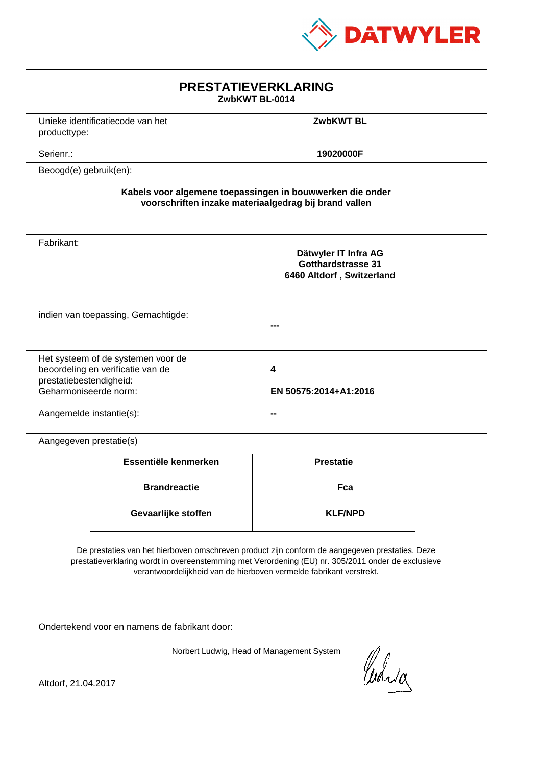DATWYLER

# PRESTATIEVERKLARING

**ZwbKWT BL-0014**

Unieke identificatiecode van het producttype: **ZwbKWT BL**

Serienr.: **19020000F**

Beoogd(e) gebruik(en):

**Kabels voor algemene toepassingen in bouwwerken die onder voorschriften inzake materiaalgedrag bij brand vallen**

Fabrikant:

**Dätwyler IT Infra AG**
**Gotthardstrasse 31**
**6460 Altdorf , Switzerland**

indien van toepassing, Gemachtigde: **---**

Het systeem of de systemen voor de beoordeling en verificatie van de prestatiebestendigheid: **4**

Geharmoniseerde norm: **EN 50575:2014+A1:2016**

Aangemelde instantie(s): **--**

Aangegeven prestatie(s)

| Essentiële kenmerken | Prestatie |
|---|---|
| **Brandreactie** | **Fca** |
| **Gevaarlijke stoffen** | **KLF/NPD** |

De prestaties van het hierboven omschreven product zijn conform de aangegeven prestaties. Deze prestatieverklaring wordt in overeenstemming met Verordening (EU) nr. 305/2011 onder de exclusieve verantwoordelijkheid van de hierboven vermelde fabrikant verstrekt.

Ondertekend voor en namens de fabrikant door:

Norbert Ludwig, Head of Management System

Altdorf, 21.04.2017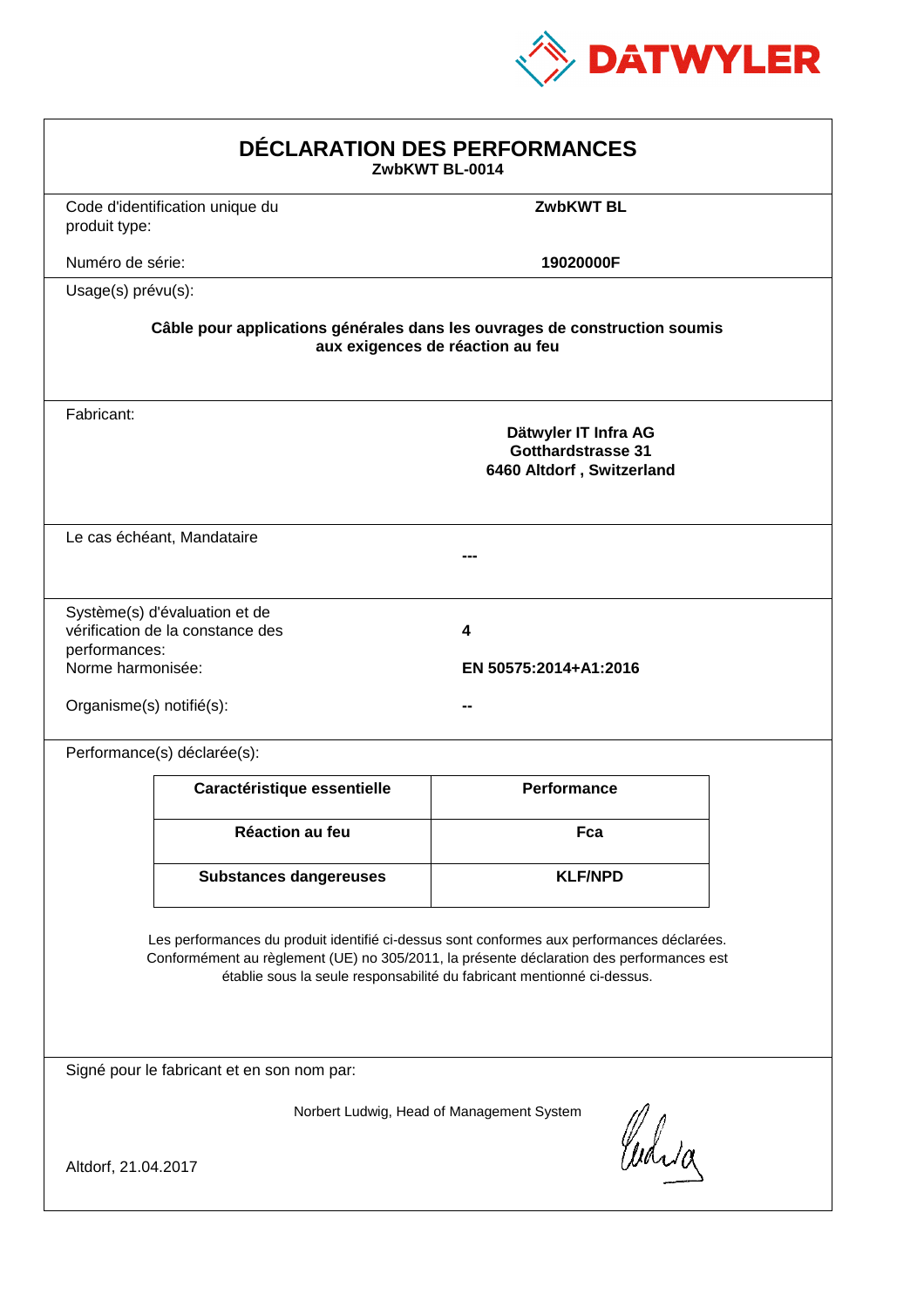DATWYLER

# DÉCLARATION DES PERFORMANCES

**ZwbKWT BL-0014**

| | |
|---|---|
| Code d'identification unique du produit type: | **ZwbKWT BL** |
| Numéro de série: | **19020000F** |

Usage(s) prévu(s):

**Câble pour applications générales dans les ouvrages de construction soumis aux exigences de réaction au feu**

Fabricant:

**Dätwyler IT Infra AG**
**Gotthardstrasse 31**
**6460 Altdorf , Switzerland**

Le cas échéant, Mandataire

**---**

| | |
|---|---|
| Système(s) d'évaluation et de vérification de la constance des performances: | **4** |
| Norme harmonisée: | **EN 50575:2014+A1:2016** |
| Organisme(s) notifié(s): | **--** |

Performance(s) déclarée(s):

| Caractéristique essentielle | Performance |
|---|---|
| **Réaction au feu** | **Fca** |
| **Substances dangereuses** | **KLF/NPD** |

Les performances du produit identifié ci-dessus sont conformes aux performances déclarées. Conformément au règlement (UE) no 305/2011, la présente déclaration des performances est établie sous la seule responsabilité du fabricant mentionné ci-dessus.

Signé pour le fabricant et en son nom par:

Norbert Ludwig, Head of Management System

Altdorf, 21.04.2017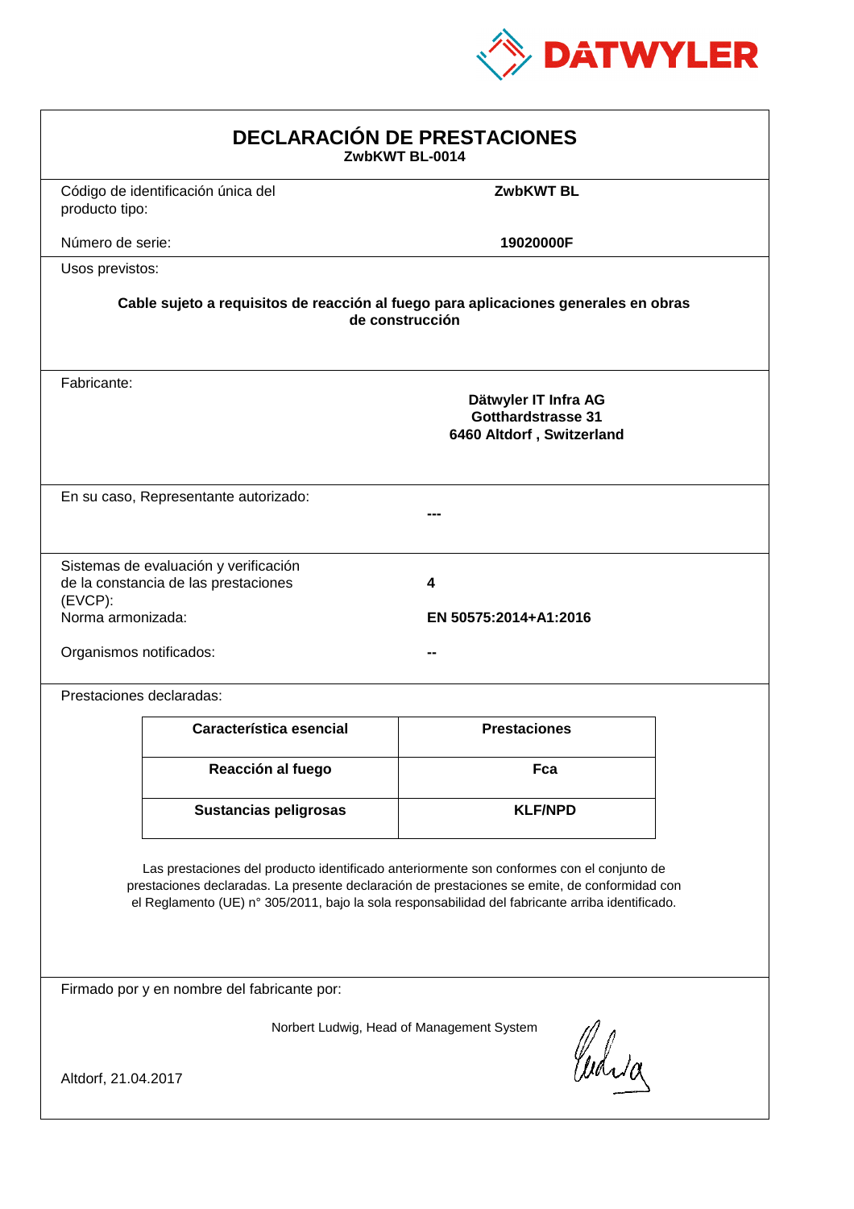DATWYLER

# DECLARACIÓN DE PRESTACIONES

**ZwbKWT BL-0014**

| | |
|---|---|
| Código de identificación única del producto tipo: | **ZwbKWT BL** |
| Número de serie: | **19020000F** |

Usos previstos:

**Cable sujeto a requisitos de reacción al fuego para aplicaciones generales en obras de construcción**

Fabricante:

**Dätwyler IT Infra AG**
**Gotthardstrasse 31**
**6460 Altdorf , Switzerland**

En su caso, Representante autorizado: **---**

| | |
|---|---|
| Sistemas de evaluación y verificación de la constancia de las prestaciones (EVCP): | **4** |
| Norma armonizada: | **EN 50575:2014+A1:2016** |
| Organismos notificados: | **--** |

Prestaciones declaradas:

| Característica esencial | Prestaciones |
|---|---|
| **Reacción al fuego** | **Fca** |
| **Sustancias peligrosas** | **KLF/NPD** |

Las prestaciones del producto identificado anteriormente son conformes con el conjunto de prestaciones declaradas. La presente declaración de prestaciones se emite, de conformidad con el Reglamento (UE) n° 305/2011, bajo la sola responsabilidad del fabricante arriba identificado.

Firmado por y en nombre del fabricante por:

Norbert Ludwig, Head of Management System

Altdorf, 21.04.2017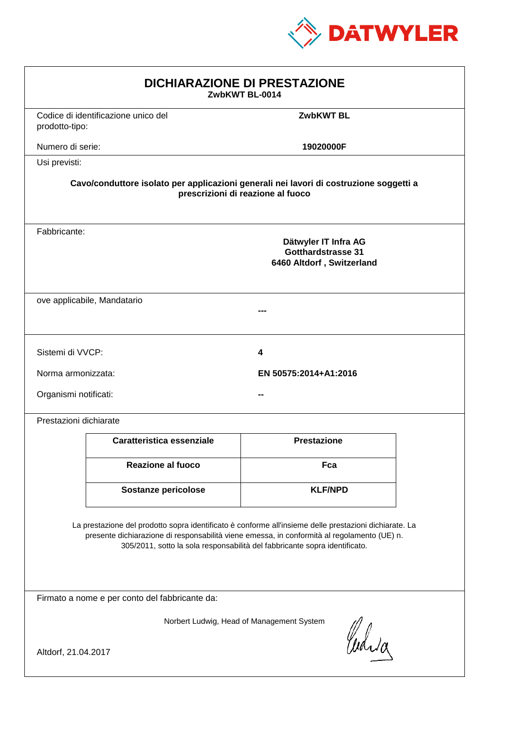DATWYLER

# DICHIARAZIONE DI PRESTAZIONE

**ZwbKWT BL-0014**

Codice di identificazione unico del prodotto-tipo: **ZwbKWT BL**

Numero di serie: **19020000F**

Usi previsti:

**Cavo/conduttore isolato per applicazioni generali nei lavori di costruzione soggetti a prescrizioni di reazione al fuoco**

Fabbricante:

**Dätwyler IT Infra AG**
**Gotthardstrasse 31**
**6460 Altdorf , Switzerland**

ove applicabile, Mandatario

**---**

Sistemi di VVCP: **4**

Norma armonizzata: **EN 50575:2014+A1:2016**

Organismi notificati: **--**

Prestazioni dichiarate

| Caratteristica essenziale | Prestazione |
|---|---|
| **Reazione al fuoco** | **Fca** |
| **Sostanze pericolose** | **KLF/NPD** |

La prestazione del prodotto sopra identificato è conforme all'insieme delle prestazioni dichiarate. La presente dichiarazione di responsabilità viene emessa, in conformità al regolamento (UE) n. 305/2011, sotto la sola responsabilità del fabbricante sopra identificato.

Firmato a nome e per conto del fabbricante da:

Norbert Ludwig, Head of Management System

Altdorf, 21.04.2017